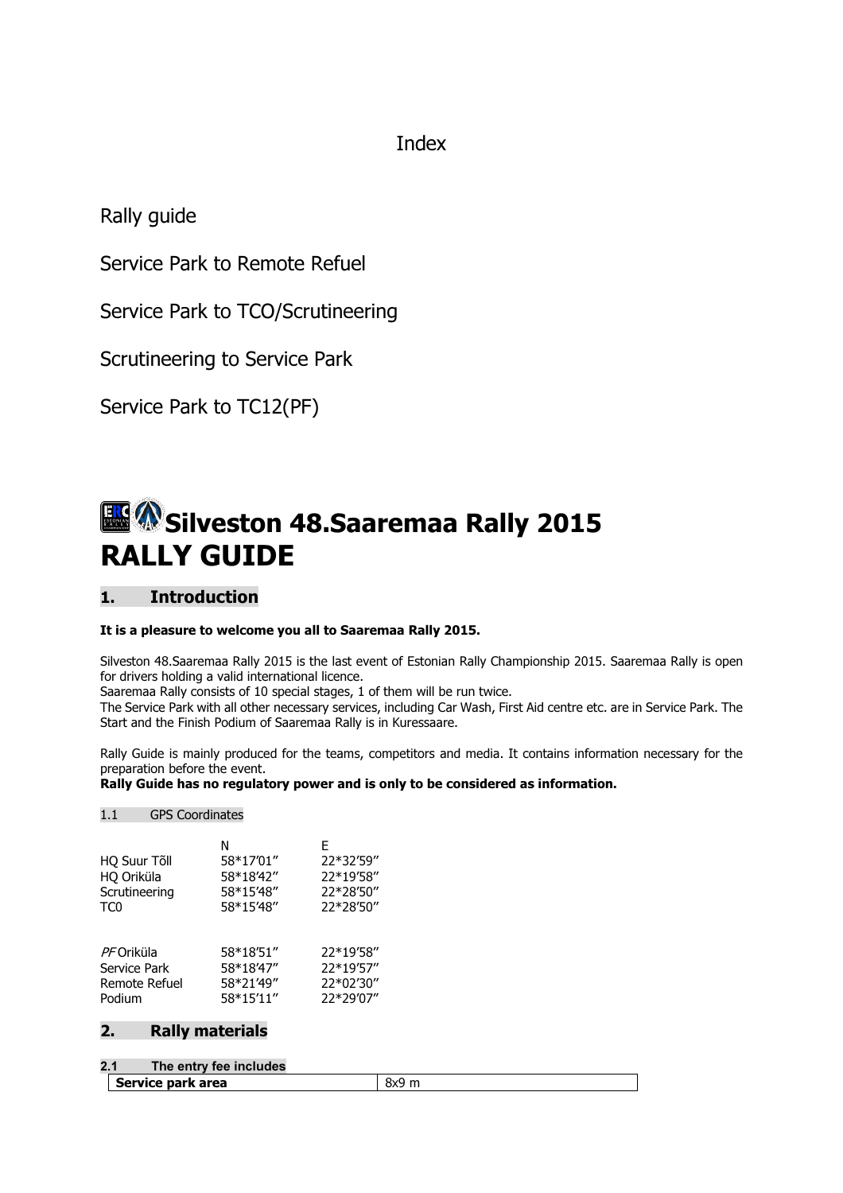Index

Rally guide

Service Park to Remote Refuel

Service Park to TCO/Scrutineering

Scrutineering to Service Park

Service Park to TC12(PF)

# Silveston 48.Saaremaa Rally 2015 RALLY GUIDE

## 1. Introduction

**It is a pleasure to welcome you all to Saaremaa Rally 2015.**

Silveston 48.Saaremaa Rally 2015 is the last event of Estonian Rally Championship 2015. Saaremaa Rally is open for drivers holding a valid international licence.
Saaremaa Rally consists of 10 special stages, 1 of them will be run twice.
The Service Park with all other necessary services, including Car Wash, First Aid centre etc. are in Service Park. The Start and the Finish Podium of Saaremaa Rally is in Kuressaare.

Rally Guide is mainly produced for the teams, competitors and media. It contains information necessary for the preparation before the event.
**Rally Guide has no regulatory power and is only to be considered as information.**

### 1.1 GPS Coordinates

| | N | E |
|---|---|---|
| HQ Suur Tõll | 58*17'01" | 22*32'59" |
| HQ Oriküla | 58*18'42" | 22*19'58" |
| Scrutineering | 58*15'48" | 22*28'50" |
| TC0 | 58*15'48" | 22*28'50" |
| | | |
| *PF* Oriküla | 58*18'51" | 22*19'58" |
| Service Park | 58*18'47" | 22*19'57" |
| Remote Refuel | 58*21'49" | 22*02'30" |
| Podium | 58*15'11" | 22*29'07" |

## 2. Rally materials

### 2.1 The entry fee includes

| **Service park area** | 8x9 m |
|---|---|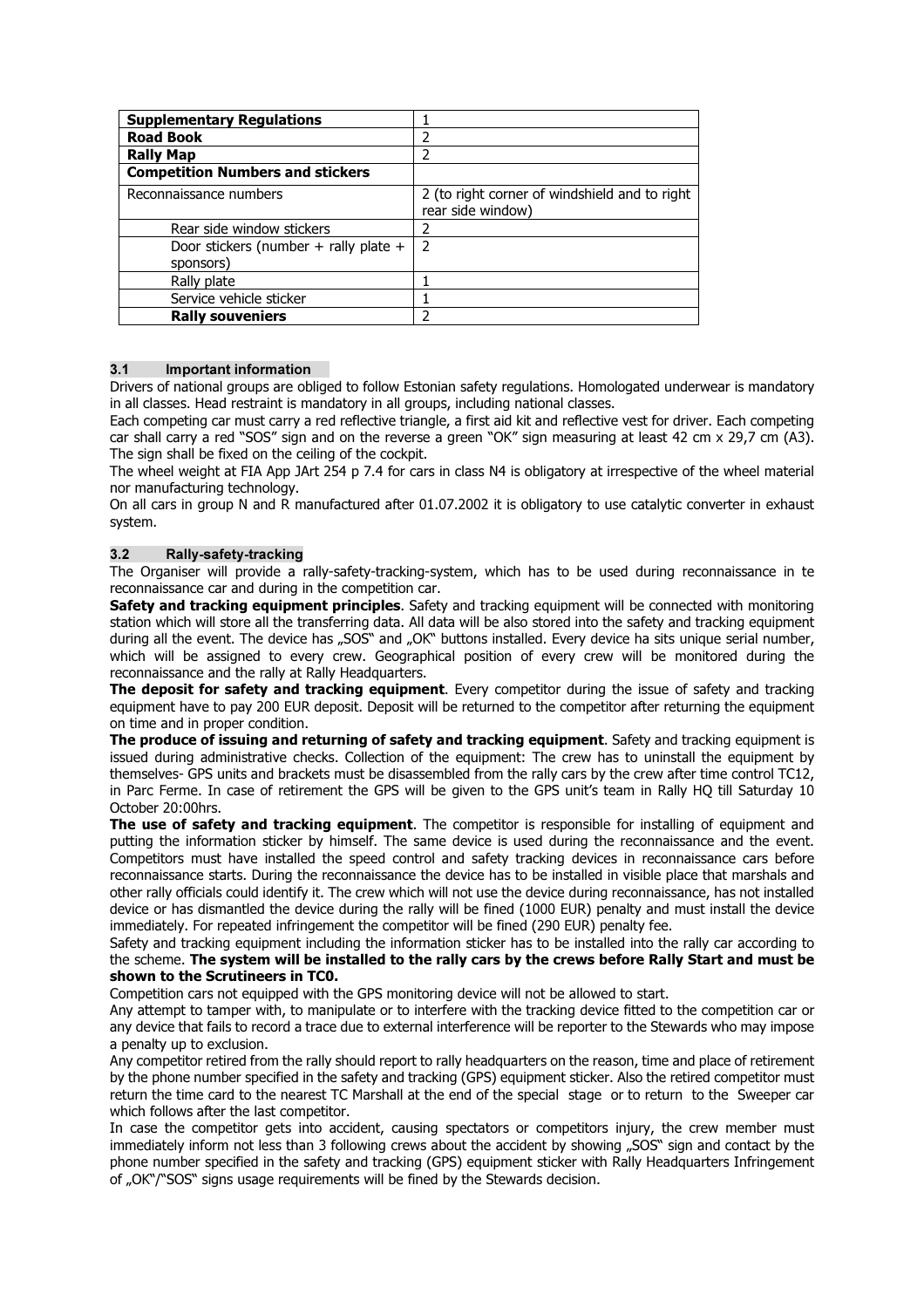| Supplementary Regulations | 1 |
|---|---|
| **Road Book** | 2 |
| **Rally Map** | 2 |
| **Competition Numbers and stickers** | |
| Reconnaissance numbers | 2 (to right corner of windshield and to right rear side window) |
| Rear side window stickers | 2 |
| Door stickers (number + rally plate + sponsors) | 2 |
| Rally plate | 1 |
| Service vehicle sticker | 1 |
| **Rally souveniers** | 2 |

### 3.1 Important information

Drivers of national groups are obliged to follow Estonian safety regulations. Homologated underwear is mandatory in all classes. Head restraint is mandatory in all groups, including national classes.

Each competing car must carry a red reflective triangle, a first aid kit and reflective vest for driver. Each competing car shall carry a red "SOS" sign and on the reverse a green "OK" sign measuring at least 42 cm x 29,7 cm (A3). The sign shall be fixed on the ceiling of the cockpit.

The wheel weight at FIA App JArt 254 p 7.4 for cars in class N4 is obligatory at irrespective of the wheel material nor manufacturing technology.

On all cars in group N and R manufactured after 01.07.2002 it is obligatory to use catalytic converter in exhaust system.

### 3.2 Rally-safety-tracking

The Organiser will provide a rally-safety-tracking-system, which has to be used during reconnaissance in te reconnaissance car and during in the competition car.

**Safety and tracking equipment principles**. Safety and tracking equipment will be connected with monitoring station which will store all the transferring data. All data will be also stored into the safety and tracking equipment during all the event. The device has „SOS" and „OK" buttons installed. Every device ha sits unique serial number, which will be assigned to every crew. Geographical position of every crew will be monitored during the reconnaissance and the rally at Rally Headquarters.

**The deposit for safety and tracking equipment**. Every competitor during the issue of safety and tracking equipment have to pay 200 EUR deposit. Deposit will be returned to the competitor after returning the equipment on time and in proper condition.

**The produce of issuing and returning of safety and tracking equipment**. Safety and tracking equipment is issued during administrative checks. Collection of the equipment: The crew has to uninstall the equipment by themselves- GPS units and brackets must be disassembled from the rally cars by the crew after time control TC12, in Parc Ferme. In case of retirement the GPS will be given to the GPS unit's team in Rally HQ till Saturday 10 October 20:00hrs.

**The use of safety and tracking equipment**. The competitor is responsible for installing of equipment and putting the information sticker by himself. The same device is used during the reconnaissance and the event. Competitors must have installed the speed control and safety tracking devices in reconnaissance cars before reconnaissance starts. During the reconnaissance the device has to be installed in visible place that marshals and other rally officials could identify it. The crew which will not use the device during reconnaissance, has not installed device or has dismantled the device during the rally will be fined (1000 EUR) penalty and must install the device immediately. For repeated infringement the competitor will be fined (290 EUR) penalty fee.

Safety and tracking equipment including the information sticker has to be installed into the rally car according to the scheme. **The system will be installed to the rally cars by the crews before Rally Start and must be shown to the Scrutineers in TC0.**

Competition cars not equipped with the GPS monitoring device will not be allowed to start.

Any attempt to tamper with, to manipulate or to interfere with the tracking device fitted to the competition car or any device that fails to record a trace due to external interference will be reporter to the Stewards who may impose a penalty up to exclusion.

Any competitor retired from the rally should report to rally headquarters on the reason, time and place of retirement by the phone number specified in the safety and tracking (GPS) equipment sticker. Also the retired competitor must return the time card to the nearest TC Marshall at the end of the special stage or to return to the Sweeper car which follows after the last competitor.

In case the competitor gets into accident, causing spectators or competitors injury, the crew member must immediately inform not less than 3 following crews about the accident by showing „SOS" sign and contact by the phone number specified in the safety and tracking (GPS) equipment sticker with Rally Headquarters Infringement of „OK"/"SOS" signs usage requirements will be fined by the Stewards decision.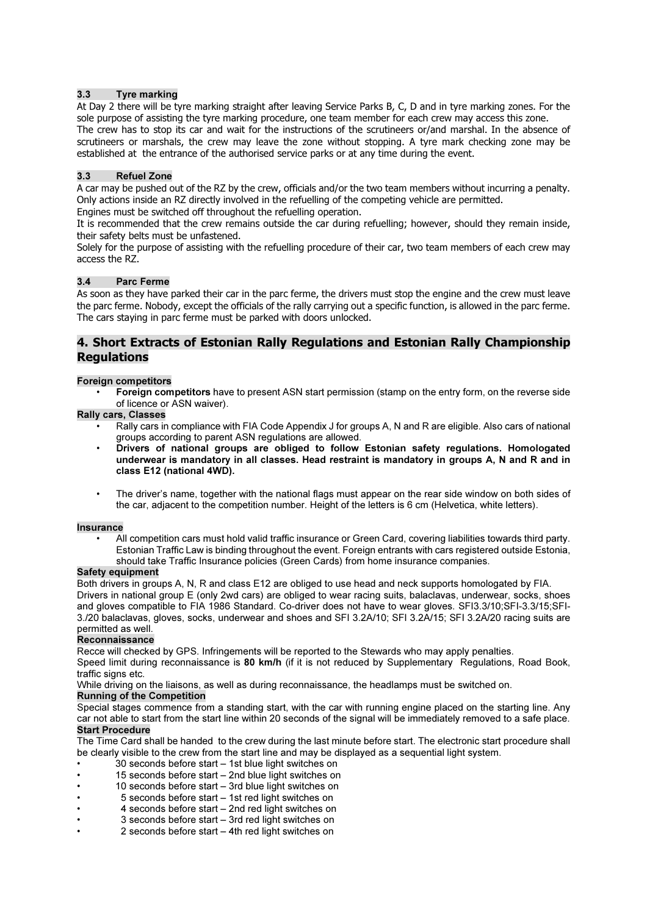### 3.3 Tyre marking

At Day 2 there will be tyre marking straight after leaving Service Parks B, C, D and in tyre marking zones. For the sole purpose of assisting the tyre marking procedure, one team member for each crew may access this zone.
The crew has to stop its car and wait for the instructions of the scrutineers or/and marshal. In the absence of scrutineers or marshals, the crew may leave the zone without stopping. A tyre mark checking zone may be established at the entrance of the authorised service parks or at any time during the event.

### 3.3 Refuel Zone

A car may be pushed out of the RZ by the crew, officials and/or the two team members without incurring a penalty. Only actions inside an RZ directly involved in the refuelling of the competing vehicle are permitted.
Engines must be switched off throughout the refuelling operation.
It is recommended that the crew remains outside the car during refuelling; however, should they remain inside, their safety belts must be unfastened.
Solely for the purpose of assisting with the refuelling procedure of their car, two team members of each crew may access the RZ.

### 3.4 Parc Ferme

As soon as they have parked their car in the parc ferme, the drivers must stop the engine and the crew must leave the parc ferme. Nobody, except the officials of the rally carrying out a specific function, is allowed in the parc ferme. The cars staying in parc ferme must be parked with doors unlocked.

## 4. Short Extracts of Estonian Rally Regulations and Estonian Rally Championship Regulations

**Foreign competitors**

- **Foreign competitors** have to present ASN start permission (stamp on the entry form, on the reverse side of licence or ASN waiver).

**Rally cars, Classes**

- Rally cars in compliance with FIA Code Appendix J for groups A, N and R are eligible. Also cars of national groups according to parent ASN regulations are allowed.
- **Drivers of national groups are obliged to follow Estonian safety regulations. Homologated underwear is mandatory in all classes. Head restraint is mandatory in groups A, N and R and in class E12 (national 4WD).**
- The driver's name, together with the national flags must appear on the rear side window on both sides of the car, adjacent to the competition number. Height of the letters is 6 cm (Helvetica, white letters).

**Insurance**

- All competition cars must hold valid traffic insurance or Green Card, covering liabilities towards third party. Estonian Traffic Law is binding throughout the event. Foreign entrants with cars registered outside Estonia, should take Traffic Insurance policies (Green Cards) from home insurance companies.

**Safety equipment**

Both drivers in groups A, N, R and class E12 are obliged to use head and neck supports homologated by FIA.
Drivers in national group E (only 2wd cars) are obliged to wear racing suits, balaclavas, underwear, socks, shoes and gloves compatible to FIA 1986 Standard. Co-driver does not have to wear gloves. SFI3.3/10;SFI-3.3/15;SFI-3./20 balaclavas, gloves, socks, underwear and shoes and SFI 3.2A/10; SFI 3.2A/15; SFI 3.2A/20 racing suits are permitted as well.

**Reconnaissance**

Recce will checked by GPS. Infringements will be reported to the Stewards who may apply penalties.
Speed limit during reconnaissance is **80 km/h** (if it is not reduced by Supplementary Regulations, Road Book, traffic signs etc.
While driving on the liaisons, as well as during reconnaissance, the headlamps must be switched on.

**Running of the Competition**

Special stages commence from a standing start, with the car with running engine placed on the starting line. Any car not able to start from the start line within 20 seconds of the signal will be immediately removed to a safe place.

**Start Procedure**

The Time Card shall be handed to the crew during the last minute before start. The electronic start procedure shall be clearly visible to the crew from the start line and may be displayed as a sequential light system.

- 30 seconds before start – 1st blue light switches on
- 15 seconds before start – 2nd blue light switches on
- 10 seconds before start – 3rd blue light switches on
- 5 seconds before start – 1st red light switches on
- 4 seconds before start – 2nd red light switches on
- 3 seconds before start – 3rd red light switches on
- 2 seconds before start – 4th red light switches on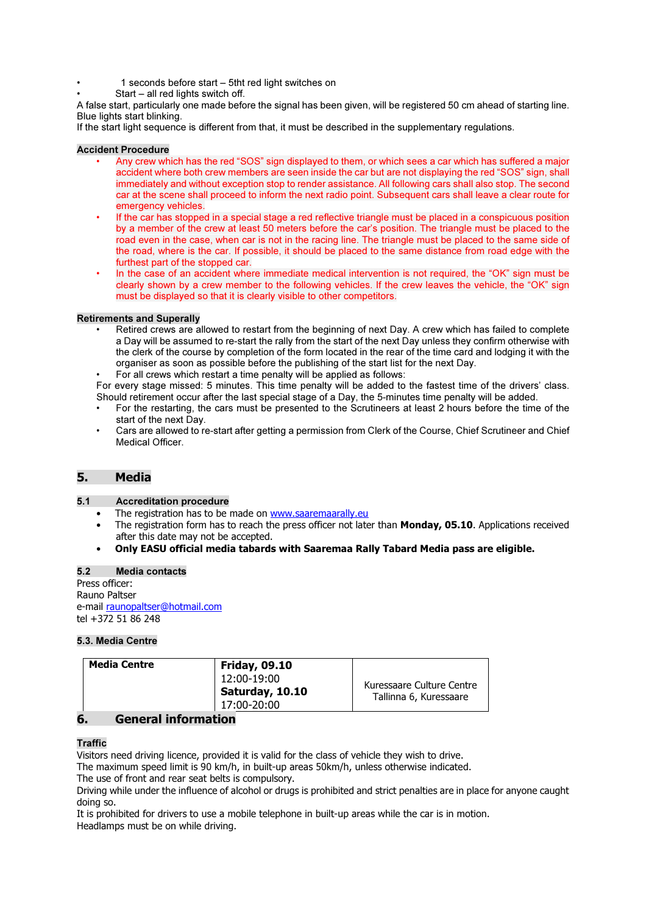- 1 seconds before start – 5tht red light switches on
- Start – all red lights switch off.

A false start, particularly one made before the signal has been given, will be registered 50 cm ahead of starting line. Blue lights start blinking.
If the start light sequence is different from that, it must be described in the supplementary regulations.

**Accident Procedure**

- Any crew which has the red "SOS" sign displayed to them, or which sees a car which has suffered a major accident where both crew members are seen inside the car but are not displaying the red "SOS" sign, shall immediately and without exception stop to render assistance. All following cars shall also stop. The second car at the scene shall proceed to inform the next radio point. Subsequent cars shall leave a clear route for emergency vehicles.
- If the car has stopped in a special stage a red reflective triangle must be placed in a conspicuous position by a member of the crew at least 50 meters before the car's position. The triangle must be placed to the road even in the case, when car is not in the racing line. The triangle must be placed to the same side of the road, where is the car. If possible, it should be placed to the same distance from road edge with the furthest part of the stopped car.
- In the case of an accident where immediate medical intervention is not required, the "OK" sign must be clearly shown by a crew member to the following vehicles. If the crew leaves the vehicle, the "OK" sign must be displayed so that it is clearly visible to other competitors.

**Retirements and Superally**

- Retired crews are allowed to restart from the beginning of next Day. A crew which has failed to complete a Day will be assumed to re-start the rally from the start of the next Day unless they confirm otherwise with the clerk of the course by completion of the form located in the rear of the time card and lodging it with the organiser as soon as possible before the publishing of the start list for the next Day.
- For all crews which restart a time penalty will be applied as follows:

For every stage missed: 5 minutes. This time penalty will be added to the fastest time of the drivers' class. Should retirement occur after the last special stage of a Day, the 5-minutes time penalty will be added.

- For the restarting, the cars must be presented to the Scrutineers at least 2 hours before the time of the start of the next Day.
- Cars are allowed to re-start after getting a permission from Clerk of the Course, Chief Scrutineer and Chief Medical Officer.

## 5. Media

### 5.1 Accreditation procedure

- The registration has to be made on www.saaremaarally.eu
- The registration form has to reach the press officer not later than **Monday, 05.10**. Applications received after this date may not be accepted.
- **Only EASU official media tabards with Saaremaa Rally Tabard Media pass are eligible.**

### 5.2 Media contacts

Press officer:
Rauno Paltser
e-mail raunopaltser@hotmail.com
tel +372 51 86 248

### 5.3. Media Centre

| Media Centre | **Friday, 09.10**<br>12:00-19:00<br>**Saturday, 10.10**<br>17:00-20:00 | Kuressaare Culture Centre<br>Tallinna 6, Kuressaare |
|---|---|---|

## 6. General information

**Traffic**

Visitors need driving licence, provided it is valid for the class of vehicle they wish to drive.
The maximum speed limit is 90 km/h, in built-up areas 50km/h, unless otherwise indicated.
The use of front and rear seat belts is compulsory.
Driving while under the influence of alcohol or drugs is prohibited and strict penalties are in place for anyone caught doing so.
It is prohibited for drivers to use a mobile telephone in built-up areas while the car is in motion.
Headlamps must be on while driving.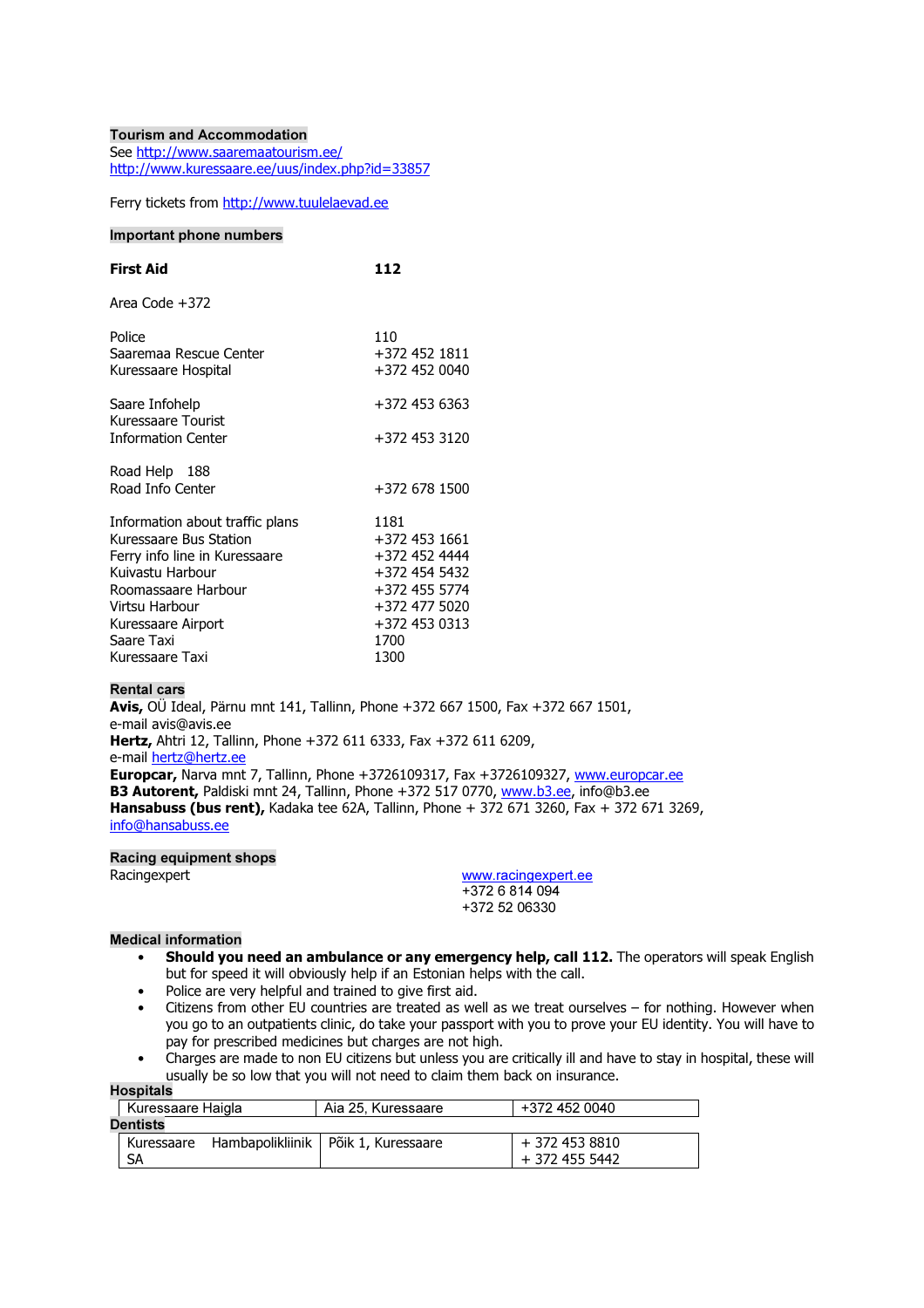## Tourism and Accommodation

See http://www.saaremaatourism.ee/
http://www.kuressaare.ee/uus/index.php?id=33857

Ferry tickets from http://www.tuulelaevad.ee

## Important phone numbers

| | |
|---|---|
| **First Aid** | **112** |
| Area Code +372 | |
| Police | 110 |
| Saaremaa Rescue Center | +372 452 1811 |
| Kuressaare Hospital | +372 452 0040 |
| Saare Infohelp | +372 453 6363 |
| Kuressaare Tourist Information Center | +372 453 3120 |
| Road Help 188 | |
| Road Info Center | +372 678 1500 |
| Information about traffic plans | 1181 |
| Kuressaare Bus Station | +372 453 1661 |
| Ferry info line in Kuressaare | +372 452 4444 |
| Kuivastu Harbour | +372 454 5432 |
| Roomassaare Harbour | +372 455 5774 |
| Virtsu Harbour | +372 477 5020 |
| Kuressaare Airport | +372 453 0313 |
| Saare Taxi | 1700 |
| Kuressaare Taxi | 1300 |

## Rental cars

**Avis,** OÜ Ideal, Pärnu mnt 141, Tallinn, Phone +372 667 1500, Fax +372 667 1501, e-mail avis@avis.ee
**Hertz,** Ahtri 12, Tallinn, Phone +372 611 6333, Fax +372 611 6209, e-mail hertz@hertz.ee
**Europcar,** Narva mnt 7, Tallinn, Phone +3726109317, Fax +3726109327, www.europcar.ee
**B3 Autorent,** Paldiski mnt 24, Tallinn, Phone +372 517 0770, www.b3.ee, info@b3.ee
**Hansabuss (bus rent),** Kadaka tee 62A, Tallinn, Phone + 372 671 3260, Fax + 372 671 3269, info@hansabuss.ee

## Racing equipment shops

Racingexpert — www.racingexpert.ee
+372 6 814 094
+372 52 06330

## Medical information

- **Should you need an ambulance or any emergency help, call 112.** The operators will speak English but for speed it will obviously help if an Estonian helps with the call.
- Police are very helpful and trained to give first aid.
- Citizens from other EU countries are treated as well as we treat ourselves – for nothing. However when you go to an outpatients clinic, do take your passport with you to prove your EU identity. You will have to pay for prescribed medicines but charges are not high.
- Charges are made to non EU citizens but unless you are critically ill and have to stay in hospital, these will usually be so low that you will not need to claim them back on insurance.

**Hospitals**

| | | |
|---|---|---|
| Kuressaare Haigla | Aia 25, Kuressaare | +372 452 0040 |

**Dentists**

| | | |
|---|---|---|
| Kuressaare Hambapolikliinik SA | Põik 1, Kuressaare | + 372 453 8810<br>+ 372 455 5442 |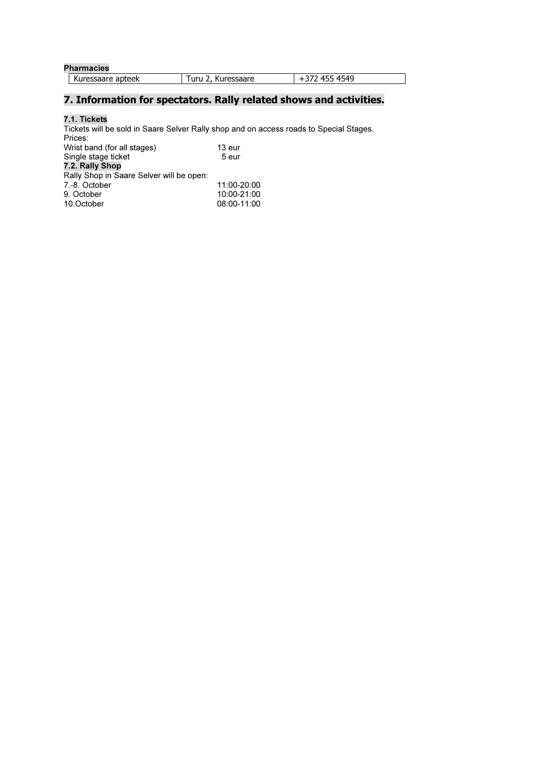**Pharmacies**

| Kuressaare apteek | Turu 2, Kuressaare | +372 455 4549 |
|---|---|---|

## 7. Information for spectators. Rally related shows and activities.

### 7.1. Tickets

Tickets will be sold in Saare Selver Rally shop and on access roads to Special Stages.

Prices:

| | |
|---|---|
| Wrist band (for all stages) | 13 eur |
| Single stage ticket | 5 eur |

### 7.2. Rally Shop

Rally Shop in Saare Selver will be open:

| | |
|---|---|
| 7.-8. October | 11:00-20:00 |
| 9. October | 10:00-21:00 |
| 10.October | 08:00-11:00 |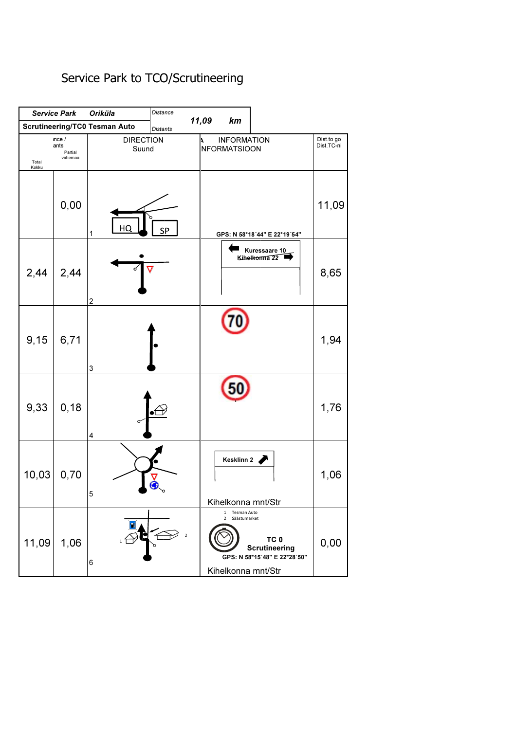# Service Park to TCO/Scrutineering

| *Service Park* | *Oriküla* | *Distance* / *Distants* | *11,09 km* |
|---|---|---|---|
| **Scrutineering/TC0 Tesman Auto** | | | |

| Total / Kokku | Partial / vahemaa | DIRECTION / Suund | INFORMATION / INFORMATSIOON | Dist.to go / Dist.TC-ni |
|---|---|---|---|---|
| | 0,00 | 1 HQ SP | GPS: N 58*18´44" E 22*19´54" | 11,09 |
| 2,44 | 2,44 | 2 | Kuressaare 10 / Kihelkonna 22 | 8,65 |
| 9,15 | 6,71 | 3 | 70 | 1,94 |
| 9,33 | 0,18 | 4 | 50 | 1,76 |
| 10,03 | 0,70 | 5 | Kesklinn 2 / Kihelkonna mnt/Str | 1,06 |
| 11,09 | 1,06 | 6 | 1 Tesman Auto / 2 Säästumarket / **TC 0 Scrutineering** / GPS: N 58*15´48" E 22*28´50" / Kihelkonna mnt/Str | 0,00 |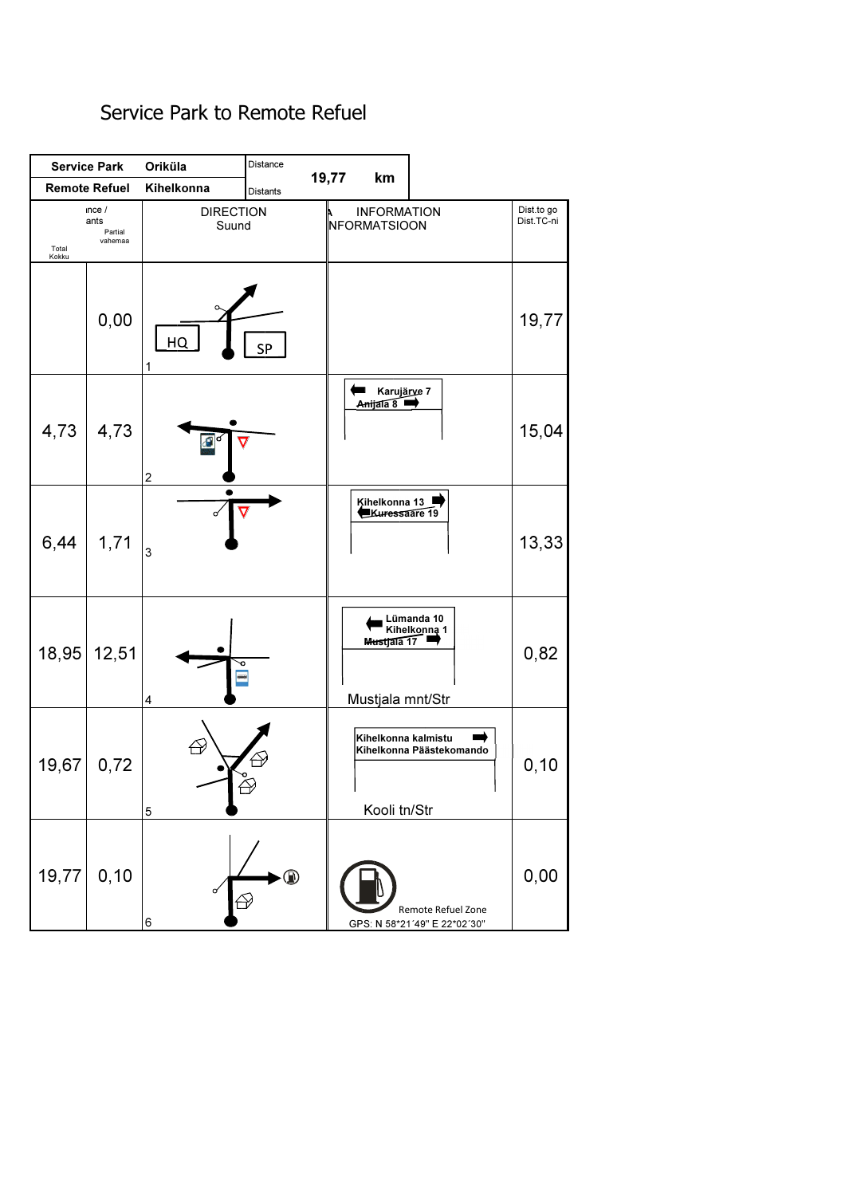# Service Park to Remote Refuel

| Service Park | Oriküla | Distance / Distants | 19,77 km |
|---|---|---|---|
| Remote Refuel | Kihelkonna | | |

| Total / Kokku | Distance / Distants Partial / vahemaa | DIRECTION / Suund | INFORMATION / INFORMATSIOON | Dist.to go / Dist.TC-ni |
|---|---|---|---|---|
| | 0,00 | HQ SP 1 | | 19,77 |
| 4,73 | 4,73 | 2 | Karujärve 7 / Anijala 8 | 15,04 |
| 6,44 | 1,71 | 3 | Kihelkonna 13 / Kuressaare 19 | 13,33 |
| 18,95 | 12,51 | 4 | Lümanda 10 / Kihelkonna 1 / Mustjala 17 — Mustjala mnt/Str | 0,82 |
| 19,67 | 0,72 | 5 | Kihelkonna kalmistu / Kihelkonna Päästekomando — Kooli tn/Str | 0,10 |
| 19,77 | 0,10 | 6 | Remote Refuel Zone — GPS: N 58°21´49" E 22°02´30" | 0,00 |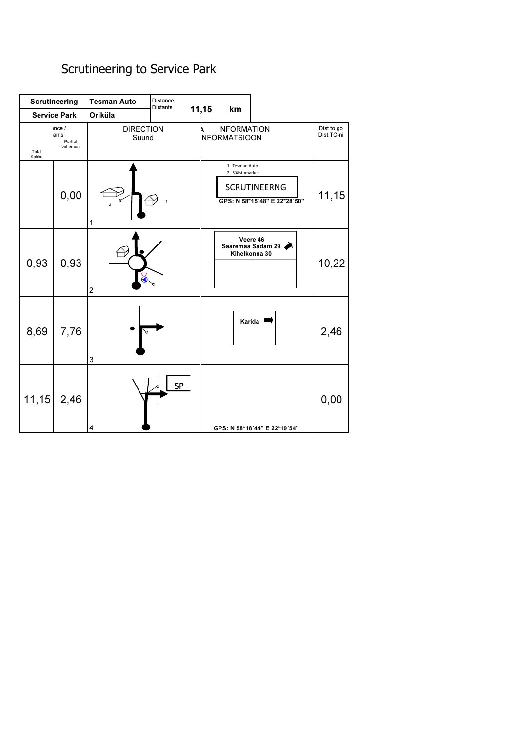# Scrutineering to Service Park

| Scrutineering | Tesman Auto | Distance Distants | 11,15 km |
|---|---|---|---|
| Service Park | Oriküla | | |

| Total Kokku | Distance / Distants Partial vahemaa | DIRECTION Suund | INFORMATION INFORMATSIOON | Dist.to go Dist.TC-ni |
|---|---|---|---|---|
| | 0,00 | 1 | 1 Tesman Auto<br>2 Säästumarket<br>SCRUTINEERNG<br>GPS: N 58*15´48" E 22*28´50" | 11,15 |
| 0,93 | 0,93 | 2 | Veere 46<br>Saaremaa Sadam 29<br>Kihelkonna 30 | 10,22 |
| 8,69 | 7,76 | 3 | Karida | 2,46 |
| 11,15 | 2,46 | 4<br>SP | GPS: N 58*18´44" E 22*19´54" | 0,00 |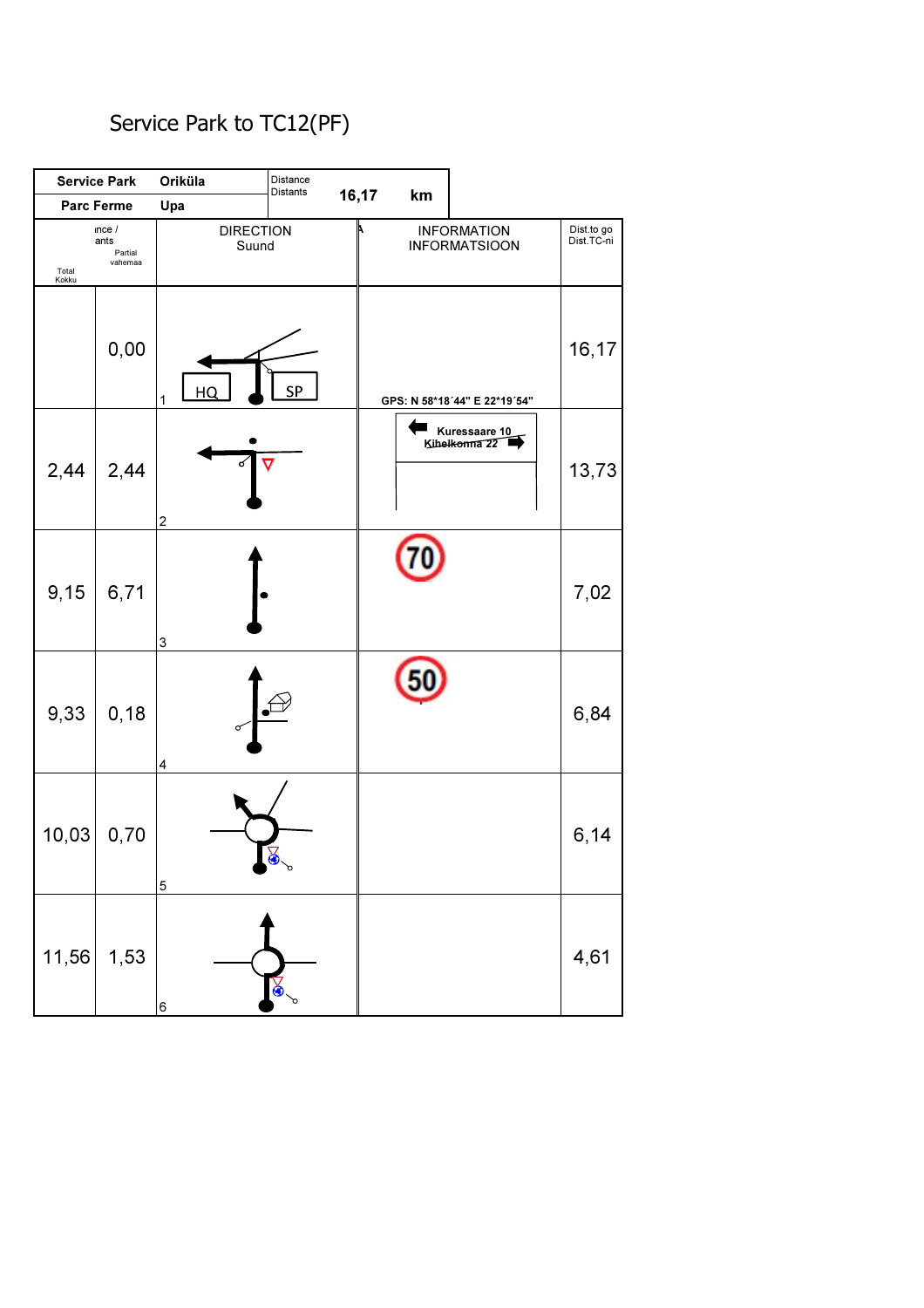# Service Park to TC12(PF)

| Service Park | Oriküla | Distance Distants | 16,17 km |
|---|---|---|---|
| Parc Ferme | Upa | | |

| Total Kokku | Partial vahemaa | DIRECTION Suund | INFORMATION INFORMATSIOON | Dist.to go Dist.TC-ni |
|---|---|---|---|---|
| | 0,00 | 1 HQ SP | GPS: N 58*18´44" E 22*19´54" | 16,17 |
| 2,44 | 2,44 | 2 | Kuressaare 10 Kihelkonna 22 | 13,73 |
| 9,15 | 6,71 | 3 | 70 | 7,02 |
| 9,33 | 0,18 | 4 | 50 | 6,84 |
| 10,03 | 0,70 | 5 | | 6,14 |
| 11,56 | 1,53 | 6 | | 4,61 |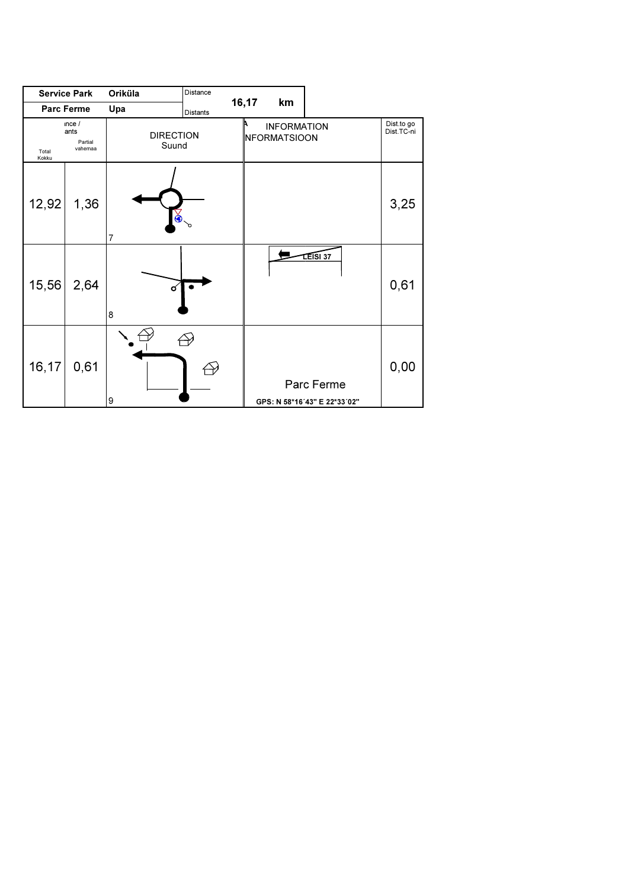| Service Park | Oriküla | Distance | 16,17 km |
| --- | --- | --- | --- |
| Parc Ferme | Upa | Distants | |

| Distance / Distants Total Kokku | Partial vahemaa | DIRECTION Suund | INFORMATION INFORMATSIOON | Dist.to go Dist.TC-ni |
| --- | --- | --- | --- | --- |
| 12,92 | 1,36 | 7 | | 3,25 |
| 15,56 | 2,64 | 8 | LEISI 37 | 0,61 |
| 16,17 | 0,61 | 9 | Parc Ferme GPS: N 58*16´43" E 22*33´02" | 0,00 |